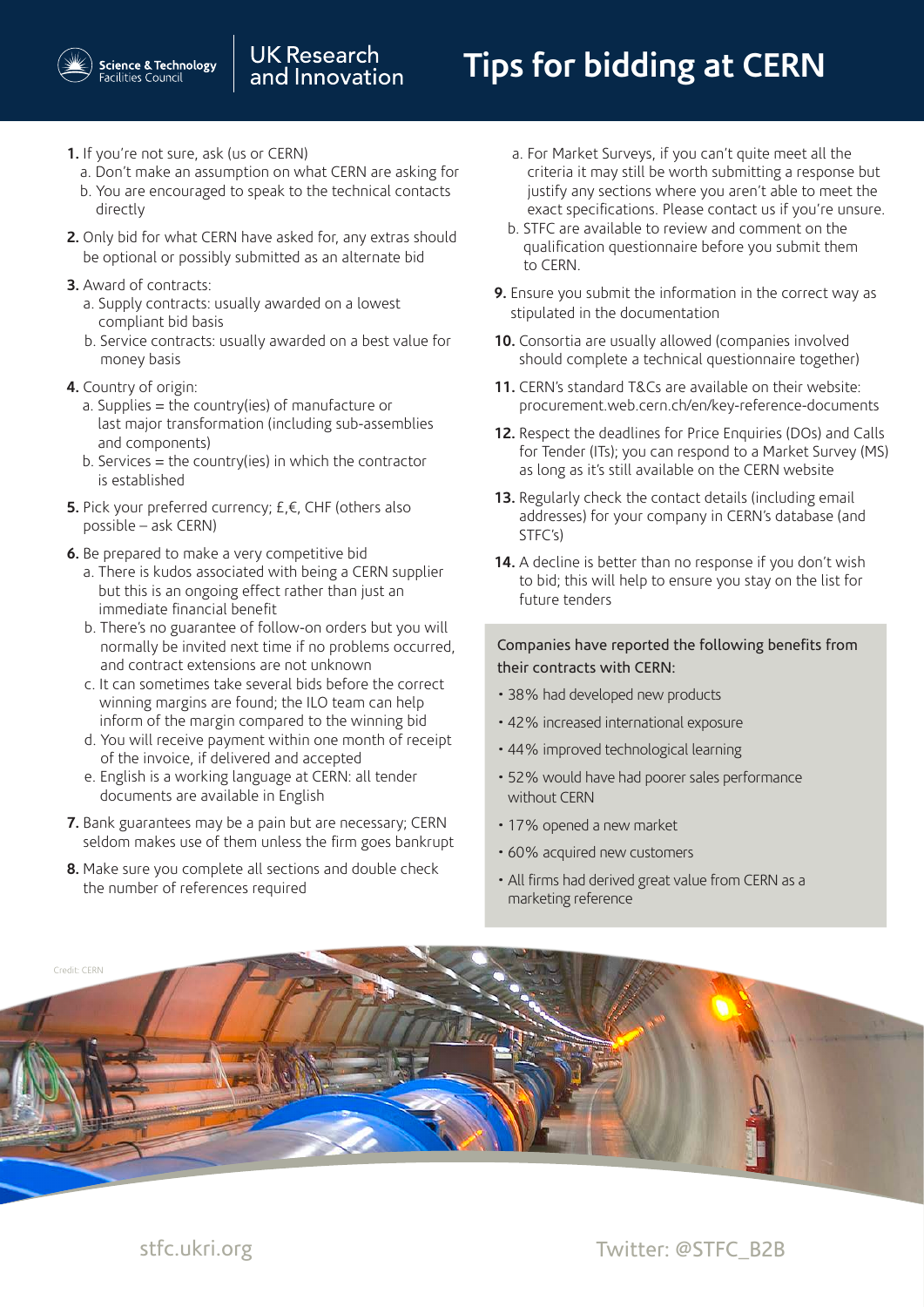# Tips for bidding at CERN

1. If you're not sure, ask (us or CERN)
   a. Don't make an assumption on what CERN are asking for
   b. You are encouraged to speak to the technical contacts directly
2. Only bid for what CERN have asked for, any extras should be optional or possibly submitted as an alternate bid
3. Award of contracts:
   a. Supply contracts: usually awarded on a lowest compliant bid basis
   b. Service contracts: usually awarded on a best value for money basis
4. Country of origin:
   a. Supplies = the country(ies) of manufacture or last major transformation (including sub-assemblies and components)
   b. Services = the country(ies) in which the contractor is established
5. Pick your preferred currency; £,€, CHF (others also possible – ask CERN)
6. Be prepared to make a very competitive bid
   a. There is kudos associated with being a CERN supplier but this is an ongoing effect rather than just an immediate financial benefit
   b. There's no guarantee of follow-on orders but you will normally be invited next time if no problems occurred, and contract extensions are not unknown
   c. It can sometimes take several bids before the correct winning margins are found; the ILO team can help inform of the margin compared to the winning bid
   d. You will receive payment within one month of receipt of the invoice, if delivered and accepted
   e. English is a working language at CERN: all tender documents are available in English
7. Bank guarantees may be a pain but are necessary; CERN seldom makes use of them unless the firm goes bankrupt
8. Make sure you complete all sections and double check the number of references required
   a. For Market Surveys, if you can't quite meet all the criteria it may still be worth submitting a response but justify any sections where you aren't able to meet the exact specifications. Please contact us if you're unsure.
   b. STFC are available to review and comment on the qualification questionnaire before you submit them to CERN.
9. Ensure you submit the information in the correct way as stipulated in the documentation
10. Consortia are usually allowed (companies involved should complete a technical questionnaire together)
11. CERN's standard T&Cs are available on their website: procurement.web.cern.ch/en/key-reference-documents
12. Respect the deadlines for Price Enquiries (DOs) and Calls for Tender (ITs); you can respond to a Market Survey (MS) as long as it's still available on the CERN website
13. Regularly check the contact details (including email addresses) for your company in CERN's database (and STFC's)
14. A decline is better than no response if you don't wish to bid; this will help to ensure you stay on the list for future tenders

Companies have reported the following benefits from their contracts with CERN:

- 38% had developed new products
- 42% increased international exposure
- 44% improved technological learning
- 52% would have had poorer sales performance without CERN
- 17% opened a new market
- 60% acquired new customers
- All firms had derived great value from CERN as a marketing reference

Credit: CERN

stfc.ukri.org

Twitter: @STFC_B2B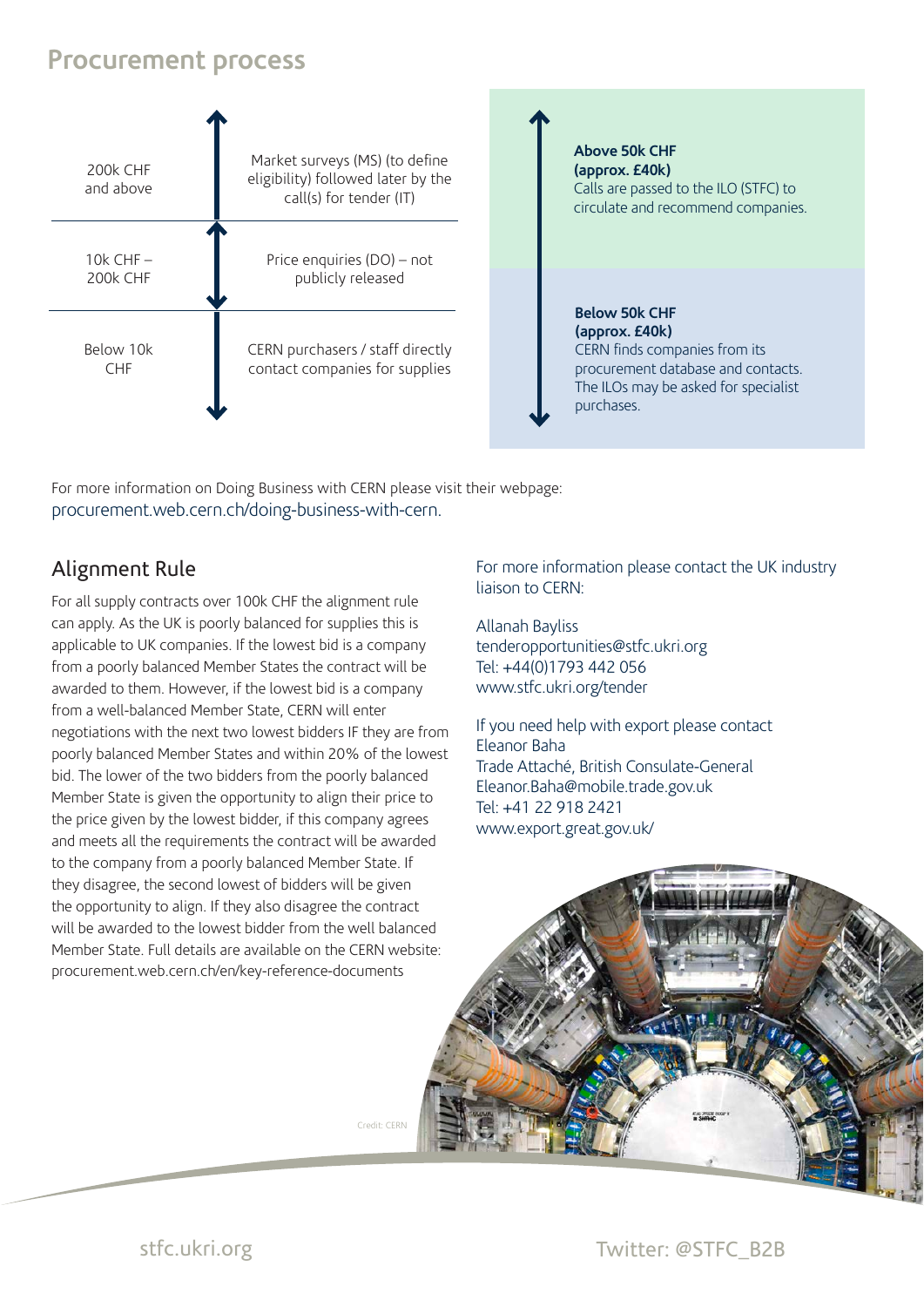## Procurement process

| | |
|---|---|
| 200k CHF and above | Market surveys (MS) (to define eligibility) followed later by the call(s) for tender (IT) |
| 10k CHF – 200k CHF | Price enquiries (DO) – not publicly released |
| Below 10k CHF | CERN purchasers / staff directly contact companies for supplies |

**Above 50k CHF (approx. £40k)**
Calls are passed to the ILO (STFC) to circulate and recommend companies.

**Below 50k CHF (approx. £40k)**
CERN finds companies from its procurement database and contacts. The ILOs may be asked for specialist purchases.

For more information on Doing Business with CERN please visit their webpage: procurement.web.cern.ch/doing-business-with-cern.

## Alignment Rule

For all supply contracts over 100k CHF the alignment rule can apply. As the UK is poorly balanced for supplies this is applicable to UK companies. If the lowest bid is a company from a poorly balanced Member States the contract will be awarded to them. However, if the lowest bid is a company from a well-balanced Member State, CERN will enter negotiations with the next two lowest bidders IF they are from poorly balanced Member States and within 20% of the lowest bid. The lower of the two bidders from the poorly balanced Member State is given the opportunity to align their price to the price given by the lowest bidder, if this company agrees and meets all the requirements the contract will be awarded to the company from a poorly balanced Member State. If they disagree, the second lowest of bidders will be given the opportunity to align. If they also disagree the contract will be awarded to the lowest bidder from the well balanced Member State. Full details are available on the CERN website: procurement.web.cern.ch/en/key-reference-documents

For more information please contact the UK industry liaison to CERN:

Allanah Bayliss
tenderopportunities@stfc.ukri.org
Tel: +44(0)1793 442 056
www.stfc.ukri.org/tender

If you need help with export please contact
Eleanor Baha
Trade Attaché, British Consulate-General
Eleanor.Baha@mobile.trade.gov.uk
Tel: +41 22 918 2421
www.export.great.gov.uk/

Credit: CERN

stfc.ukri.org

Twitter: @STFC_B2B